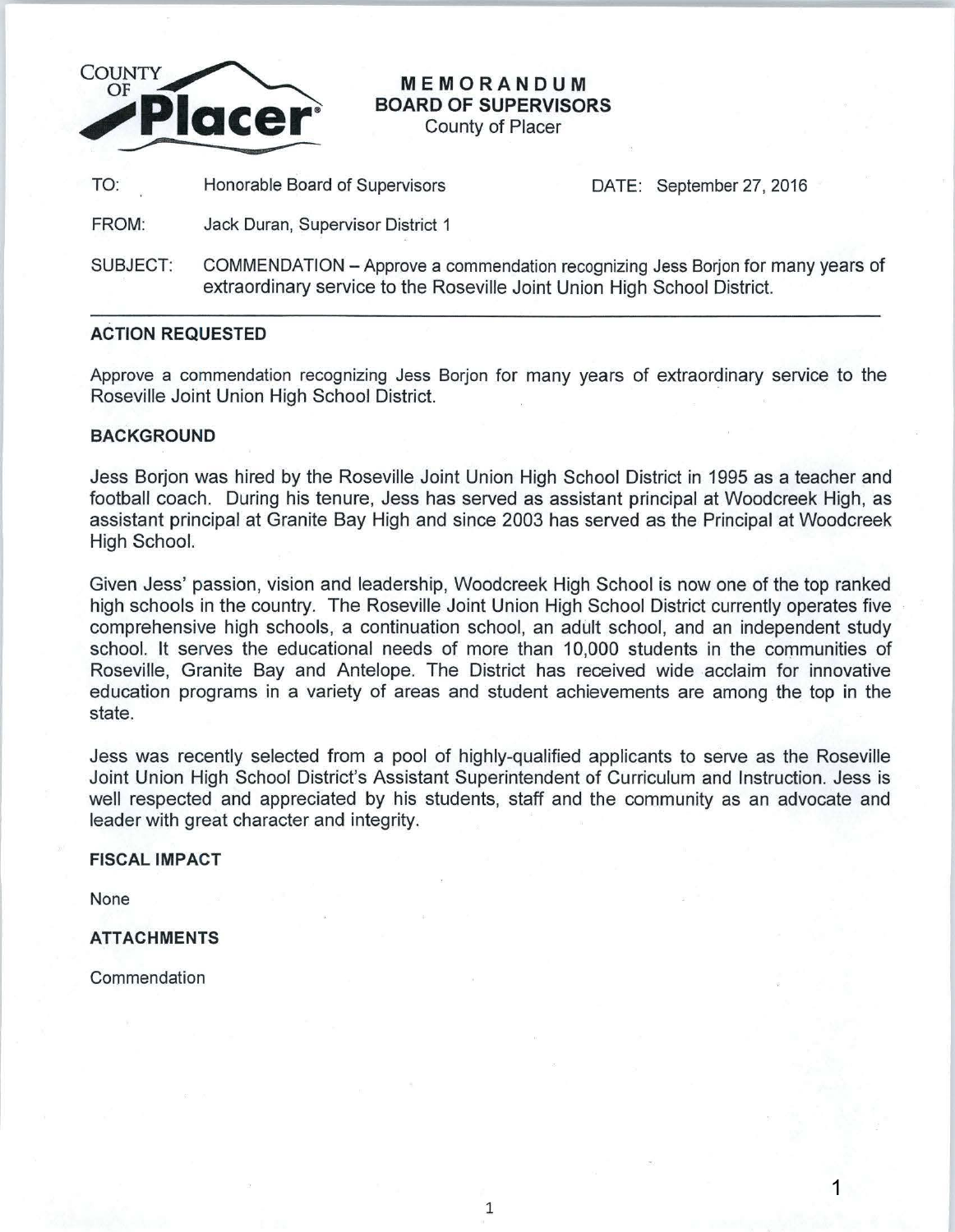COUNTY OF Placer

# MEMORANDUM
## BOARD OF SUPERVISORS
County of Placer

TO: Honorable Board of Supervisors | DATE: September 27, 2016

FROM: Jack Duran, Supervisor District 1

SUBJECT: COMMENDATION – Approve a commendation recognizing Jess Borjon for many years of extraordinary service to the Roseville Joint Union High School District.

---

**ACTION REQUESTED**

Approve a commendation recognizing Jess Borjon for many years of extraordinary service to the Roseville Joint Union High School District.

**BACKGROUND**

Jess Borjon was hired by the Roseville Joint Union High School District in 1995 as a teacher and football coach. During his tenure, Jess has served as assistant principal at Woodcreek High, as assistant principal at Granite Bay High and since 2003 has served as the Principal at Woodcreek High School.

Given Jess' passion, vision and leadership, Woodcreek High School is now one of the top ranked high schools in the country. The Roseville Joint Union High School District currently operates five comprehensive high schools, a continuation school, an adult school, and an independent study school. It serves the educational needs of more than 10,000 students in the communities of Roseville, Granite Bay and Antelope. The District has received wide acclaim for innovative education programs in a variety of areas and student achievements are among the top in the state.

Jess was recently selected from a pool of highly-qualified applicants to serve as the Roseville Joint Union High School District's Assistant Superintendent of Curriculum and Instruction. Jess is well respected and appreciated by his students, staff and the community as an advocate and leader with great character and integrity.

**FISCAL IMPACT**

None

**ATTACHMENTS**

Commendation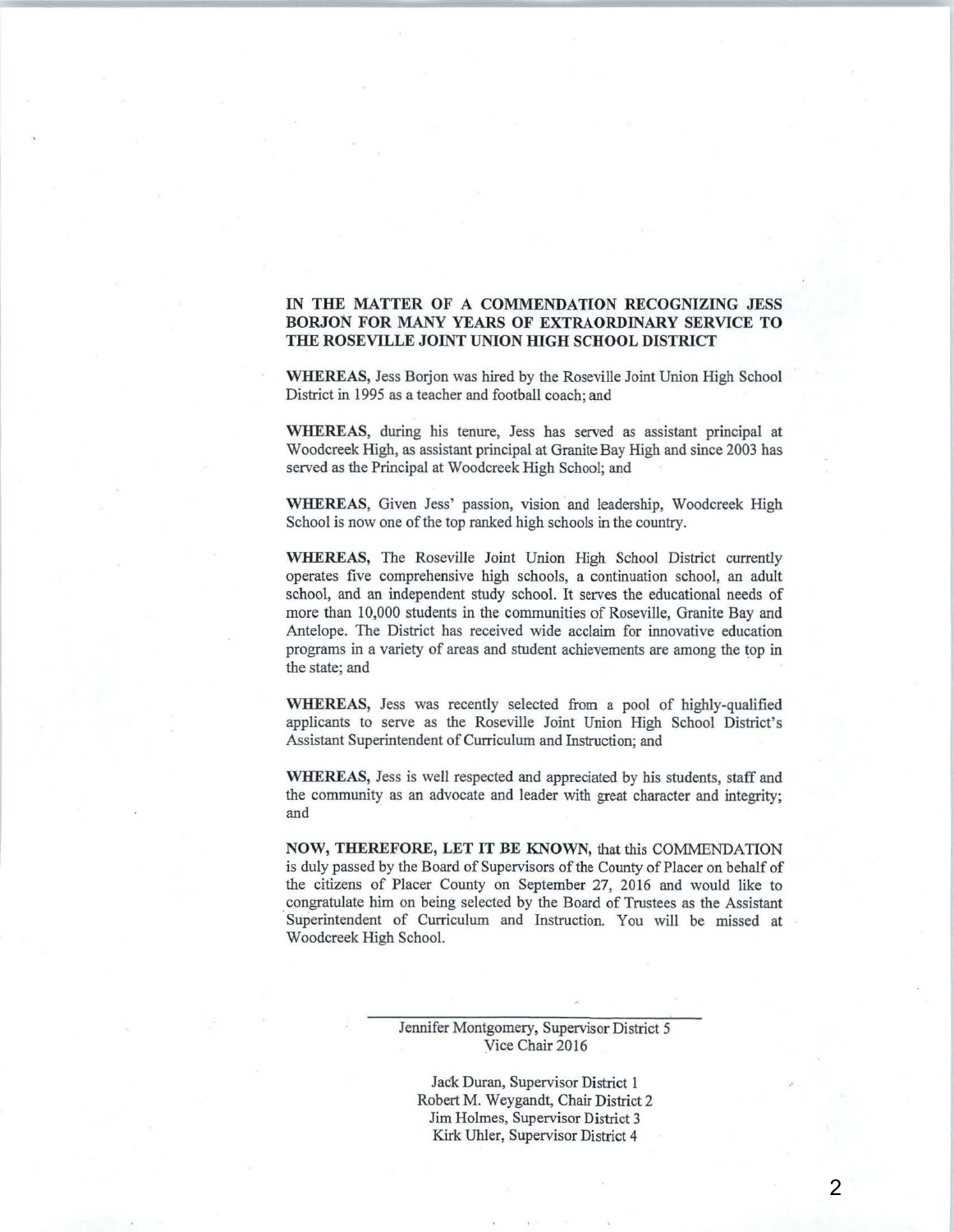**IN THE MATTER OF A COMMENDATION RECOGNIZING JESS BORJON FOR MANY YEARS OF EXTRAORDINARY SERVICE TO THE ROSEVILLE JOINT UNION HIGH SCHOOL DISTRICT**

**WHEREAS,** Jess Borjon was hired by the Roseville Joint Union High School District in 1995 as a teacher and football coach; and

**WHEREAS**, during his tenure, Jess has served as assistant principal at Woodcreek High, as assistant principal at Granite Bay High and since 2003 has served as the Principal at Woodcreek High School; and

**WHEREAS**, Given Jess' passion, vision and leadership, Woodcreek High School is now one of the top ranked high schools in the country.

**WHEREAS,** The Roseville Joint Union High School District currently operates five comprehensive high schools, a continuation school, an adult school, and an independent study school. It serves the educational needs of more than 10,000 students in the communities of Roseville, Granite Bay and Antelope. The District has received wide acclaim for innovative education programs in a variety of areas and student achievements are among the top in the state; and

**WHEREAS,** Jess was recently selected from a pool of highly-qualified applicants to serve as the Roseville Joint Union High School District's Assistant Superintendent of Curriculum and Instruction; and

**WHEREAS,** Jess is well respected and appreciated by his students, staff and the community as an advocate and leader with great character and integrity; and

**NOW, THEREFORE, LET IT BE KNOWN,** that this COMMENDATION is duly passed by the Board of Supervisors of the County of Placer on behalf of the citizens of Placer County on September 27, 2016 and would like to congratulate him on being selected by the Board of Trustees as the Assistant Superintendent of Curriculum and Instruction. You will be missed at Woodcreek High School.

Jennifer Montgomery, Supervisor District 5
Vice Chair 2016

Jack Duran, Supervisor District 1
Robert M. Weygandt, Chair District 2
Jim Holmes, Supervisor District 3
Kirk Uhler, Supervisor District 4